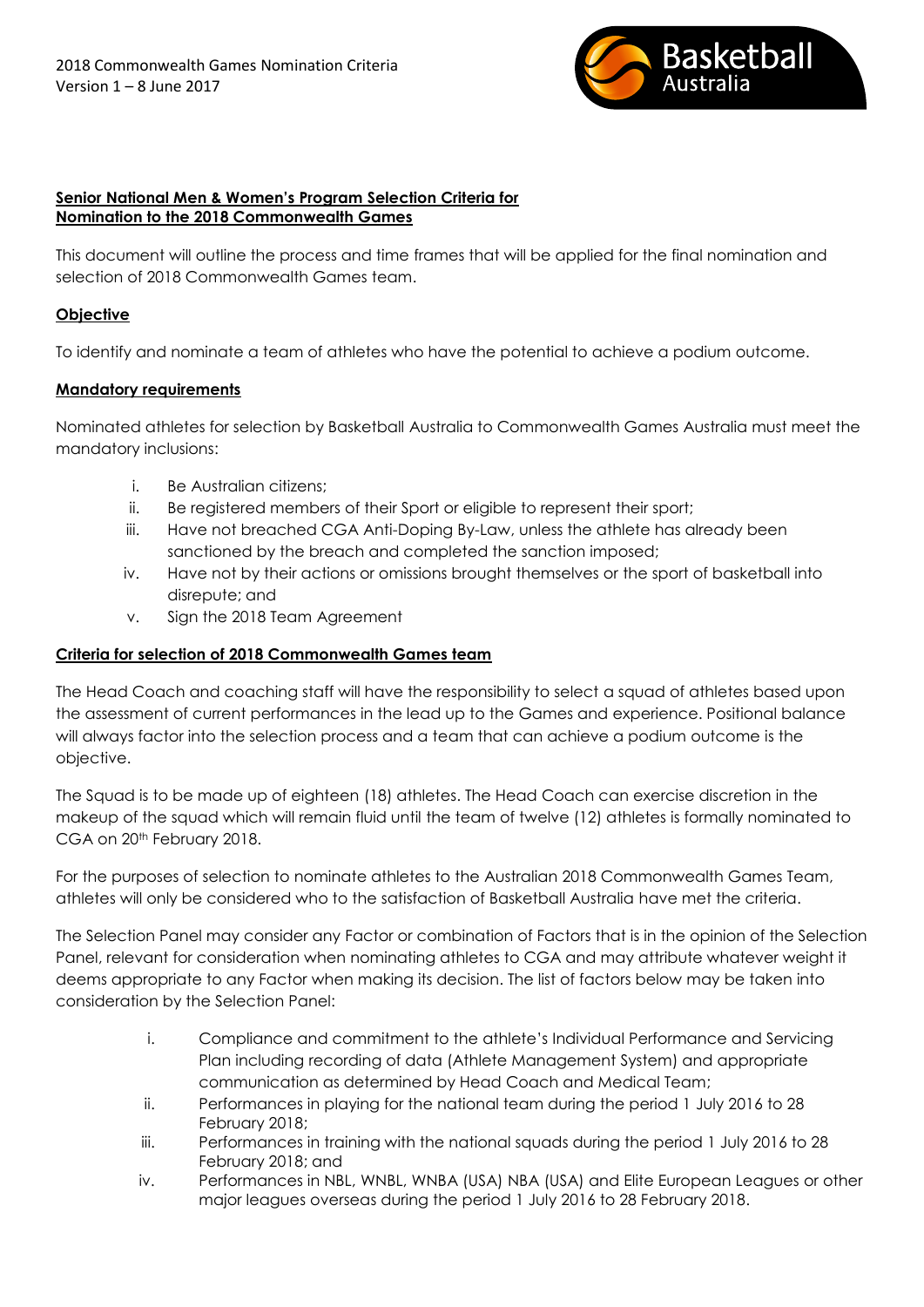2018 Commonwealth Games Nomination Criteria
Version 1 – 8 June 2017

## Senior National Men & Women's Program Selection Criteria for Nomination to the 2018 Commonwealth Games

This document will outline the process and time frames that will be applied for the final nomination and selection of 2018 Commonwealth Games team.

### Objective

To identify and nominate a team of athletes who have the potential to achieve a podium outcome.

### Mandatory requirements

Nominated athletes for selection by Basketball Australia to Commonwealth Games Australia must meet the mandatory inclusions:

i. Be Australian citizens;
ii. Be registered members of their Sport or eligible to represent their sport;
iii. Have not breached CGA Anti-Doping By-Law, unless the athlete has already been sanctioned by the breach and completed the sanction imposed;
iv. Have not by their actions or omissions brought themselves or the sport of basketball into disrepute; and
v. Sign the 2018 Team Agreement

### Criteria for selection of 2018 Commonwealth Games team

The Head Coach and coaching staff will have the responsibility to select a squad of athletes based upon the assessment of current performances in the lead up to the Games and experience. Positional balance will always factor into the selection process and a team that can achieve a podium outcome is the objective.

The Squad is to be made up of eighteen (18) athletes. The Head Coach can exercise discretion in the makeup of the squad which will remain fluid until the team of twelve (12) athletes is formally nominated to CGA on 20th February 2018.

For the purposes of selection to nominate athletes to the Australian 2018 Commonwealth Games Team, athletes will only be considered who to the satisfaction of Basketball Australia have met the criteria.

The Selection Panel may consider any Factor or combination of Factors that is in the opinion of the Selection Panel, relevant for consideration when nominating athletes to CGA and may attribute whatever weight it deems appropriate to any Factor when making its decision. The list of factors below may be taken into consideration by the Selection Panel:

i. Compliance and commitment to the athlete's Individual Performance and Servicing Plan including recording of data (Athlete Management System) and appropriate communication as determined by Head Coach and Medical Team;
ii. Performances in playing for the national team during the period 1 July 2016 to 28 February 2018;
iii. Performances in training with the national squads during the period 1 July 2016 to 28 February 2018; and
iv. Performances in NBL, WNBL, WNBA (USA) NBA (USA) and Elite European Leagues or other major leagues overseas during the period 1 July 2016 to 28 February 2018.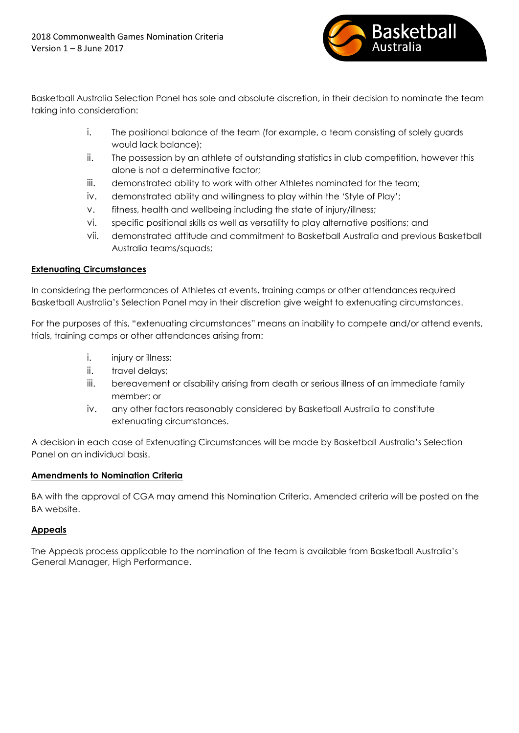Basketball Australia Selection Panel has sole and absolute discretion, in their decision to nominate the team taking into consideration:

i. The positional balance of the team (for example, a team consisting of solely guards would lack balance);
ii. The possession by an athlete of outstanding statistics in club competition, however this alone is not a determinative factor;
iii. demonstrated ability to work with other Athletes nominated for the team;
iv. demonstrated ability and willingness to play within the 'Style of Play';
v. fitness, health and wellbeing including the state of injury/illness;
vi. specific positional skills as well as versatility to play alternative positions; and
vii. demonstrated attitude and commitment to Basketball Australia and previous Basketball Australia teams/squads;

**Extenuating Circumstances**

In considering the performances of Athletes at events, training camps or other attendances required Basketball Australia's Selection Panel may in their discretion give weight to extenuating circumstances.

For the purposes of this, "extenuating circumstances" means an inability to compete and/or attend events, trials, training camps or other attendances arising from:

i. injury or illness;
ii. travel delays;
iii. bereavement or disability arising from death or serious illness of an immediate family member; or
iv. any other factors reasonably considered by Basketball Australia to constitute extenuating circumstances.

A decision in each case of Extenuating Circumstances will be made by Basketball Australia's Selection Panel on an individual basis.

**Amendments to Nomination Criteria**

BA with the approval of CGA may amend this Nomination Criteria. Amended criteria will be posted on the BA website.

**Appeals**

The Appeals process applicable to the nomination of the team is available from Basketball Australia's General Manager, High Performance.